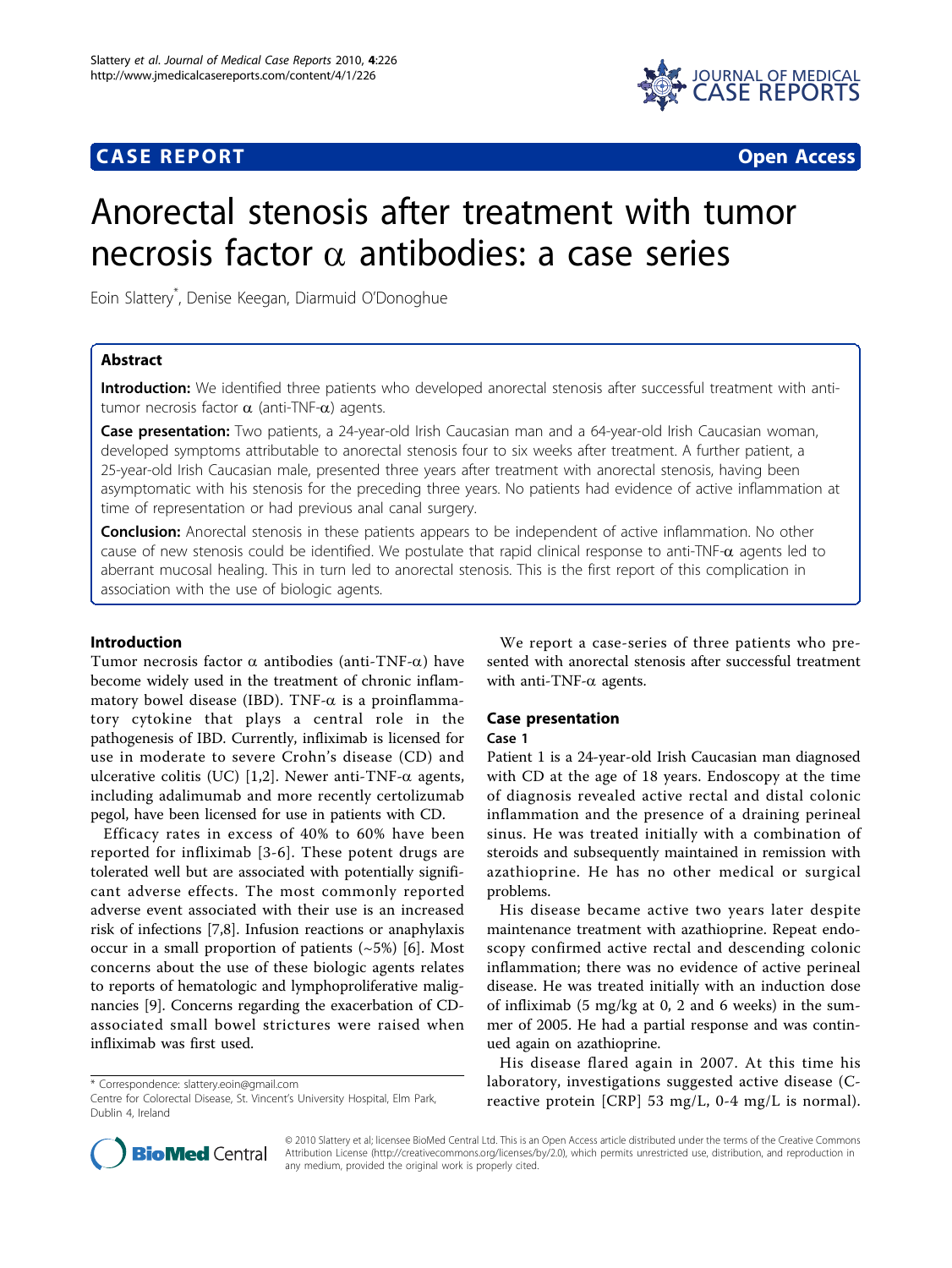**CASE REPORT** **Open Access**

# Anorectal stenosis after treatment with tumor necrosis factor α antibodies: a case series

Eoin Slattery*, Denise Keegan, Diarmuid O'Donoghue

## Abstract

**Introduction:** We identified three patients who developed anorectal stenosis after successful treatment with anti-tumor necrosis factor α (anti-TNF-α) agents.

**Case presentation:** Two patients, a 24-year-old Irish Caucasian man and a 64-year-old Irish Caucasian woman, developed symptoms attributable to anorectal stenosis four to six weeks after treatment. A further patient, a 25-year-old Irish Caucasian male, presented three years after treatment with anorectal stenosis, having been asymptomatic with his stenosis for the preceding three years. No patients had evidence of active inflammation at time of representation or had previous anal canal surgery.

**Conclusion:** Anorectal stenosis in these patients appears to be independent of active inflammation. No other cause of new stenosis could be identified. We postulate that rapid clinical response to anti-TNF-α agents led to aberrant mucosal healing. This in turn led to anorectal stenosis. This is the first report of this complication in association with the use of biologic agents.

## Introduction

Tumor necrosis factor α antibodies (anti-TNF-α) have become widely used in the treatment of chronic inflammatory bowel disease (IBD). TNF-α is a proinflammatory cytokine that plays a central role in the pathogenesis of IBD. Currently, infliximab is licensed for use in moderate to severe Crohn's disease (CD) and ulcerative colitis (UC) [1,2]. Newer anti-TNF-α agents, including adalimumab and more recently certolizumab pegol, have been licensed for use in patients with CD.

Efficacy rates in excess of 40% to 60% have been reported for infliximab [3-6]. These potent drugs are tolerated well but are associated with potentially significant adverse effects. The most commonly reported adverse event associated with their use is an increased risk of infections [7,8]. Infusion reactions or anaphylaxis occur in a small proportion of patients (~5%) [6]. Most concerns about the use of these biologic agents relates to reports of hematologic and lymphoproliferative malignancies [9]. Concerns regarding the exacerbation of CD-associated small bowel strictures were raised when infliximab was first used.

We report a case-series of three patients who presented with anorectal stenosis after successful treatment with anti-TNF-α agents.

## Case presentation

### Case 1

Patient 1 is a 24-year-old Irish Caucasian man diagnosed with CD at the age of 18 years. Endoscopy at the time of diagnosis revealed active rectal and distal colonic inflammation and the presence of a draining perineal sinus. He was treated initially with a combination of steroids and subsequently maintained in remission with azathioprine. He has no other medical or surgical problems.

His disease became active two years later despite maintenance treatment with azathioprine. Repeat endoscopy confirmed active rectal and descending colonic inflammation; there was no evidence of active perineal disease. He was treated initially with an induction dose of infliximab (5 mg/kg at 0, 2 and 6 weeks) in the summer of 2005. He had a partial response and was continued again on azathioprine.

His disease flared again in 2007. At this time his laboratory, investigations suggested active disease (C-reactive protein [CRP] 53 mg/L, 0-4 mg/L is normal).

\* Correspondence: slattery.eoin@gmail.com
Centre for Colorectal Disease, St. Vincent's University Hospital, Elm Park, Dublin 4, Ireland

© 2010 Slattery et al; licensee BioMed Central Ltd. This is an Open Access article distributed under the terms of the Creative Commons Attribution License (http://creativecommons.org/licenses/by/2.0), which permits unrestricted use, distribution, and reproduction in any medium, provided the original work is properly cited.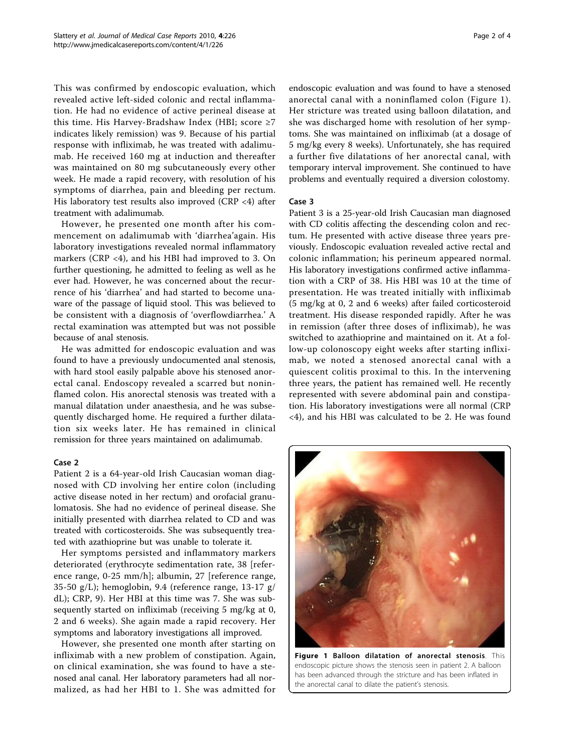This was confirmed by endoscopic evaluation, which revealed active left-sided colonic and rectal inflammation. He had no evidence of active perineal disease at this time. His Harvey-Bradshaw Index (HBI; score ≥7 indicates likely remission) was 9. Because of his partial response with infliximab, he was treated with adalimumab. He received 160 mg at induction and thereafter was maintained on 80 mg subcutaneously every other week. He made a rapid recovery, with resolution of his symptoms of diarrhea, pain and bleeding per rectum. His laboratory test results also improved (CRP <4) after treatment with adalimumab.

However, he presented one month after his commencement on adalimumab with 'diarrhea'again. His laboratory investigations revealed normal inflammatory markers (CRP <4), and his HBI had improved to 3. On further questioning, he admitted to feeling as well as he ever had. However, he was concerned about the recurrence of his 'diarrhea' and had started to become unaware of the passage of liquid stool. This was believed to be consistent with a diagnosis of 'overflowdiarrhea.' A rectal examination was attempted but was not possible because of anal stenosis.

He was admitted for endoscopic evaluation and was found to have a previously undocumented anal stenosis, with hard stool easily palpable above his stenosed anorectal canal. Endoscopy revealed a scarred but noninflamed colon. His anorectal stenosis was treated with a manual dilatation under anaesthesia, and he was subsequently discharged home. He required a further dilatation six weeks later. He has remained in clinical remission for three years maintained on adalimumab.

### Case 2

Patient 2 is a 64-year-old Irish Caucasian woman diagnosed with CD involving her entire colon (including active disease noted in her rectum) and orofacial granulomatosis. She had no evidence of perineal disease. She initially presented with diarrhea related to CD and was treated with corticosteroids. She was subsequently treated with azathioprine but was unable to tolerate it.

Her symptoms persisted and inflammatory markers deteriorated (erythrocyte sedimentation rate, 38 [reference range, 0-25 mm/h]; albumin, 27 [reference range, 35-50 g/L); hemoglobin, 9.4 (reference range, 13-17 g/dL); CRP, 9). Her HBI at this time was 7. She was subsequently started on infliximab (receiving 5 mg/kg at 0, 2 and 6 weeks). She again made a rapid recovery. Her symptoms and laboratory investigations all improved.

However, she presented one month after starting on infliximab with a new problem of constipation. Again, on clinical examination, she was found to have a stenosed anal canal. Her laboratory parameters had all normalized, as had her HBI to 1. She was admitted for endoscopic evaluation and was found to have a stenosed anorectal canal with a noninflamed colon (Figure 1). Her stricture was treated using balloon dilatation, and she was discharged home with resolution of her symptoms. She was maintained on infliximab (at a dosage of 5 mg/kg every 8 weeks). Unfortunately, she has required a further five dilatations of her anorectal canal, with temporary interval improvement. She continued to have problems and eventually required a diversion colostomy.

### Case 3

Patient 3 is a 25-year-old Irish Caucasian man diagnosed with CD colitis affecting the descending colon and rectum. He presented with active disease three years previously. Endoscopic evaluation revealed active rectal and colonic inflammation; his perineum appeared normal. His laboratory investigations confirmed active inflammation with a CRP of 38. His HBI was 10 at the time of presentation. He was treated initially with infliximab (5 mg/kg at 0, 2 and 6 weeks) after failed corticosteroid treatment. His disease responded rapidly. After he was in remission (after three doses of infliximab), he was switched to azathioprine and maintained on it. At a follow-up colonoscopy eight weeks after starting infliximab, we noted a stenosed anorectal canal with a quiescent colitis proximal to this. In the intervening three years, the patient has remained well. He recently represented with severe abdominal pain and constipation. His laboratory investigations were all normal (CRP <4), and his HBI was calculated to be 2. He was found

**Figure 1 Balloon dilatation of anorectal stenosis**. This endoscopic picture shows the stenosis seen in patient 2. A balloon has been advanced through the stricture and has been inflated in the anorectal canal to dilate the patient's stenosis.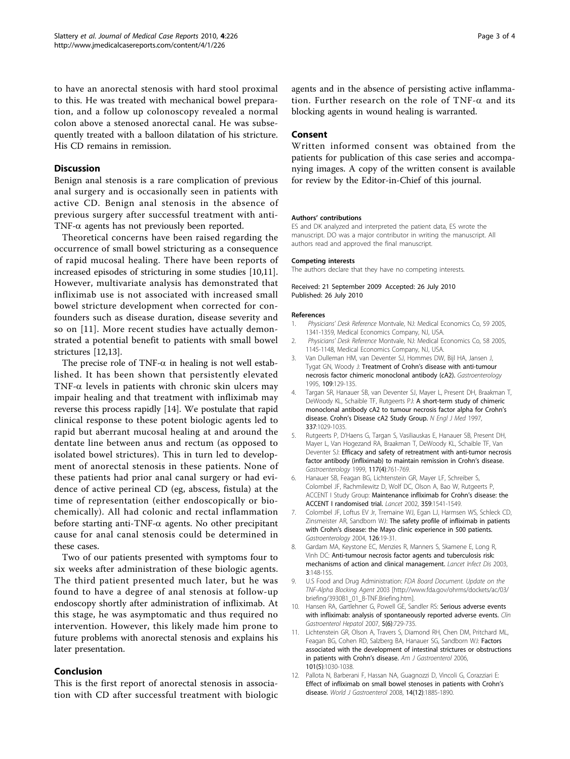to have an anorectal stenosis with hard stool proximal to this. He was treated with mechanical bowel preparation, and a follow up colonoscopy revealed a normal colon above a stenosed anorectal canal. He was subsequently treated with a balloon dilatation of his stricture. His CD remains in remission.

## Discussion

Benign anal stenosis is a rare complication of previous anal surgery and is occasionally seen in patients with active CD. Benign anal stenosis in the absence of previous surgery after successful treatment with anti-TNF-$\alpha$ agents has not previously been reported.

Theoretical concerns have been raised regarding the occurrence of small bowel stricturing as a consequence of rapid mucosal healing. There have been reports of increased episodes of stricturing in some studies [10,11]. However, multivariate analysis has demonstrated that infliximab use is not associated with increased small bowel stricture development when corrected for confounders such as disease duration, disease severity and so on [11]. More recent studies have actually demonstrated a potential benefit to patients with small bowel strictures [12,13].

The precise role of TNF-$\alpha$ in healing is not well established. It has been shown that persistently elevated TNF-$\alpha$ levels in patients with chronic skin ulcers may impair healing and that treatment with infliximab may reverse this process rapidly [14]. We postulate that rapid clinical response to these potent biologic agents led to rapid but aberrant mucosal healing at and around the dentate line between anus and rectum (as opposed to isolated bowel strictures). This in turn led to development of anorectal stenosis in these patients. None of these patients had prior anal canal surgery or had evidence of active perineal CD (eg, abscess, fistula) at the time of representation (either endoscopically or biochemically). All had colonic and rectal inflammation before starting anti-TNF-$\alpha$ agents. No other precipitant cause for anal canal stenosis could be determined in these cases.

Two of our patients presented with symptoms four to six weeks after administration of these biologic agents. The third patient presented much later, but he was found to have a degree of anal stenosis at follow-up endoscopy shortly after administration of infliximab. At this stage, he was asymptomatic and thus required no intervention. However, this likely made him prone to future problems with anorectal stenosis and explains his later presentation.

## Conclusion

This is the first report of anorectal stenosis in association with CD after successful treatment with biologic agents and in the absence of persisting active inflammation. Further research on the role of TNF-$\alpha$ and its blocking agents in wound healing is warranted.

## Consent

Written informed consent was obtained from the patients for publication of this case series and accompanying images. A copy of the written consent is available for review by the Editor-in-Chief of this journal.

#### Authors' contributions

ES and DK analyzed and interpreted the patient data, ES wrote the manuscript. DO was a major contributor in writing the manuscript. All authors read and approved the final manuscript.

#### Competing interests

The authors declare that they have no competing interests.

Received: 21 September 2009 Accepted: 26 July 2010
Published: 26 July 2010

#### References

1. *Physicians' Desk Reference* Montvale, NJ: Medical Economics Co, 59 2005, 1341-1359, Medical Economics Company, NJ, USA.
2. *Physicians' Desk Reference* Montvale, NJ: Medical Economics Co, 58 2005, 1145-1148, Medical Economics Company, NJ, USA.
3. Van Dulleman HM, van Deventer SJ, Hommes DW, Bijl HA, Jansen J, Tygat GN, Woody J: **Treatment of Crohn's disease with anti-tumour necrosis factor chimeric monoclonal antibody (cA2).** *Gastroenterology* 1995, **109**:129-135.
4. Targan SR, Hanauer SB, van Deventer SJ, Mayer L, Present DH, Braakman T, DeWoody KL, Schaible TF, Rutgeerts PJ: **A short-term study of chimeric monoclonal antibody cA2 to tumour necrosis factor alpha for Crohn's disease. Crohn's Disease cA2 Study Group.** *N Engl J Med* 1997, **337**:1029-1035.
5. Rutgeerts P, D'Haens G, Targan S, Vasiliauskas E, Hanauer SB, Present DH, Mayer L, Van Hogezand RA, Braakman T, DeWoody KL, Schaible TF, Van Deventer SJ: **Efficacy and safety of retreatment with anti-tumor necrosis factor antibody (infliximab) to maintain remission in Crohn's disease.** *Gastroenterology* 1999, **117(4)**:761-769.
6. Hanauer SB, Feagan BG, Lichtenstein GR, Mayer LF, Schreiber S, Colombel JF, Rachmilewitz D, Wolf DC, Olson A, Bao W, Rutgeerts P, ACCENT I Study Group: **Maintenance infliximab for Crohn's disease: the ACCENT I randomised trial.** *Lancet* 2002, **359**:1541-1549.
7. Colombel JF, Loftus EV Jr, Tremaine WJ, Egan LJ, Harmsen WS, Schleck CD, Zinsmeister AR, Sandborn WJ: **The safety profile of infliximab in patients with Crohn's disease: the Mayo clinic experience in 500 patients.** *Gastroenterology* 2004, **126**:19-31.
8. Gardam MA, Keystone EC, Menzies R, Manners S, Skamene E, Long R, Vinh DC: **Anti-tumour necrosis factor agents and tuberculosis risk: mechanisms of action and clinical management.** *Lancet Infect Dis* 2003, **3**:148-155.
9. U.S Food and Drug Administration: *FDA Board Document. Update on the TNF-Alpha Blocking Agent* 2003 [http://www.fda.gov/ohrms/dockets/ac/03/briefing/3930B1_01_B-TNF.Briefing.htm].
10. Hansen RA, Gartlehner G, Powell GE, Sandler RS: **Serious adverse events with infliximab: analysis of spontaneously reported adverse events.** *Clin Gastroenterol Hepatol* 2007, **5(6)**:729-735.
11. Lichtenstein GR, Olson A, Travers S, Diamond RH, Chen DM, Pritchard ML, Feagan BG, Cohen RD, Salzberg BA, Hanauer SG, Sandborn WJ: **Factors associated with the development of intestinal strictures or obstructions in patients with Crohn's disease.** *Am J Gastroenterol* 2006, **101(5)**:1030-1038.
12. Pallota N, Barberani F, Hassan NA, Guagnozzi D, Vincoli G, Corazziari E: **Effect of infliximab on small bowel stenoses in patients with Crohn's disease.** *World J Gastroenterol* 2008, **14(12)**:1885-1890.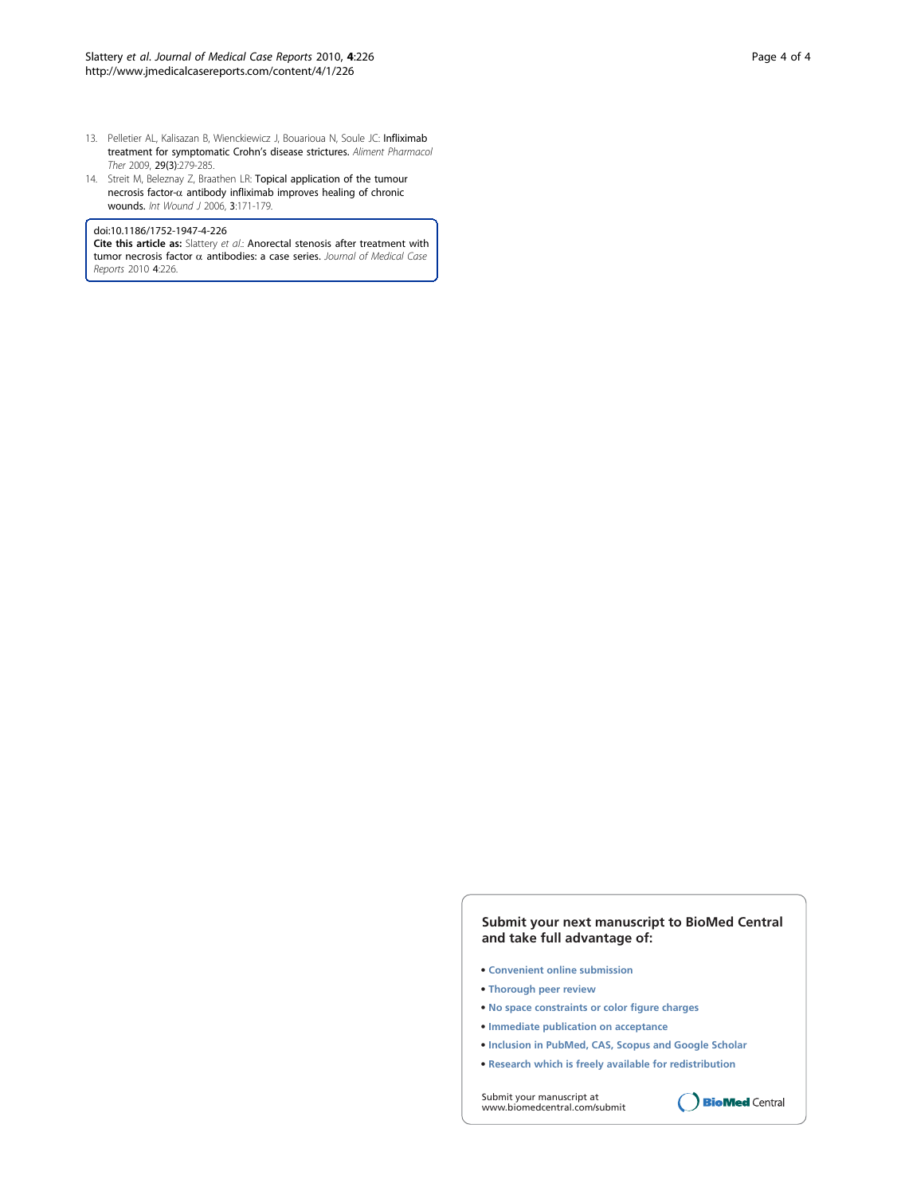13. Pelletier AL, Kalisazan B, Wienckiewicz J, Bouarioua N, Soule JC: **Infliximab treatment for symptomatic Crohn's disease strictures.** *Aliment Pharmacol Ther* 2009, **29(3)**:279-285.
14. Streit M, Beleznay Z, Braathen LR: **Topical application of the tumour necrosis factor-α antibody infliximab improves healing of chronic wounds.** *Int Wound J* 2006, **3**:171-179.

doi:10.1186/1752-1947-4-226

**Cite this article as:** Slattery *et al.*: Anorectal stenosis after treatment with tumor necrosis factor α antibodies: a case series. *Journal of Medical Case Reports* 2010 **4**:226.

**Submit your next manuscript to BioMed Central and take full advantage of:**

- **Convenient online submission**
- **Thorough peer review**
- **No space constraints or color figure charges**
- **Immediate publication on acceptance**
- **Inclusion in PubMed, CAS, Scopus and Google Scholar**
- **Research which is freely available for redistribution**

Submit your manuscript at
www.biomedcentral.com/submit

BioMed Central